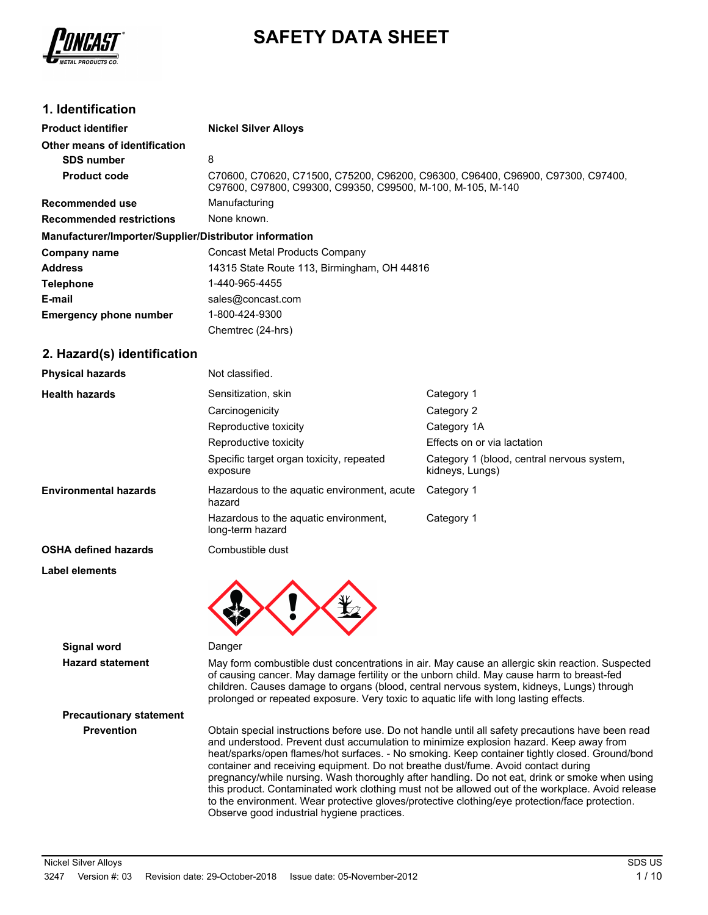# SAFETY DATA SHEET

## 1. Identification

| | |
|---|---|
| **Product identifier** | **Nickel Silver Alloys** |
| **Other means of identification** | |
| **SDS number** | 8 |
| **Product code** | C70600, C70620, C71500, C75200, C96200, C96300, C96400, C96900, C97300, C97400, C97600, C97800, C99300, C99350, C99500, M-100, M-105, M-140 |
| **Recommended use** | Manufacturing |
| **Recommended restrictions** | None known. |

**Manufacturer/Importer/Supplier/Distributor information**

| | |
|---|---|
| **Company name** | Concast Metal Products Company |
| **Address** | 14315 State Route 113, Birmingham, OH 44816 |
| **Telephone** | 1-440-965-4455 |
| **E-mail** | sales@concast.com |
| **Emergency phone number** | 1-800-424-9300 |
| | Chemtrec (24-hrs) |

## 2. Hazard(s) identification

| | | |
|---|---|---|
| **Physical hazards** | Not classified. | |
| **Health hazards** | Sensitization, skin | Category 1 |
| | Carcinogenicity | Category 2 |
| | Reproductive toxicity | Category 1A |
| | Reproductive toxicity | Effects on or via lactation |
| | Specific target organ toxicity, repeated exposure | Category 1 (blood, central nervous system, kidneys, Lungs) |
| **Environmental hazards** | Hazardous to the aquatic environment, acute hazard | Category 1 |
| | Hazardous to the aquatic environment, long-term hazard | Category 1 |
| **OSHA defined hazards** | Combustible dust | |

**Label elements**

**Signal word** Danger

**Hazard statement** May form combustible dust concentrations in air. May cause an allergic skin reaction. Suspected of causing cancer. May damage fertility or the unborn child. May cause harm to breast-fed children. Causes damage to organs (blood, central nervous system, kidneys, Lungs) through prolonged or repeated exposure. Very toxic to aquatic life with long lasting effects.

**Precautionary statement**

**Prevention** Obtain special instructions before use. Do not handle until all safety precautions have been read and understood. Prevent dust accumulation to minimize explosion hazard. Keep away from heat/sparks/open flames/hot surfaces. - No smoking. Keep container tightly closed. Ground/bond container and receiving equipment. Do not breathe dust/fume. Avoid contact during pregnancy/while nursing. Wash thoroughly after handling. Do not eat, drink or smoke when using this product. Contaminated work clothing must not be allowed out of the workplace. Avoid release to the environment. Wear protective gloves/protective clothing/eye protection/face protection. Observe good industrial hygiene practices.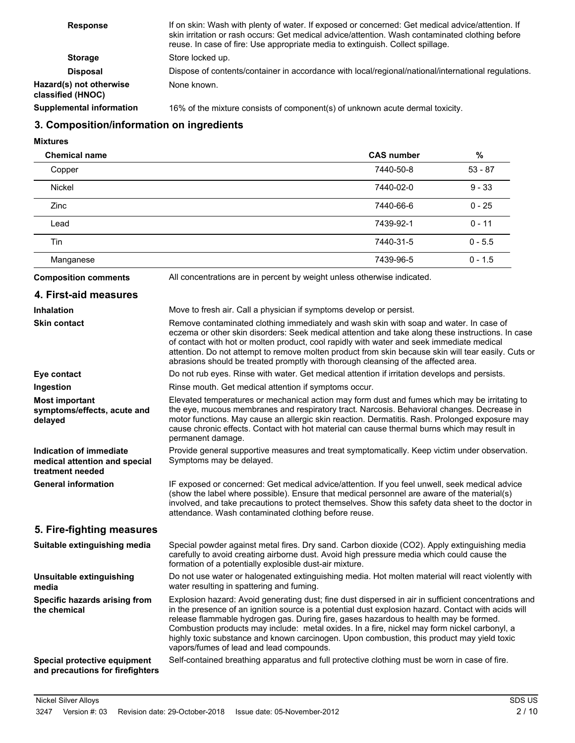**Response**

If on skin: Wash with plenty of water. If exposed or concerned: Get medical advice/attention. If skin irritation or rash occurs: Get medical advice/attention. Wash contaminated clothing before reuse. In case of fire: Use appropriate media to extinguish. Collect spillage.

**Storage**

Store locked up.

**Disposal**

Dispose of contents/container in accordance with local/regional/national/international regulations.

**Hazard(s) not otherwise classified (HNOC)**

None known.

**Supplemental information**

16% of the mixture consists of component(s) of unknown acute dermal toxicity.

## 3. Composition/information on ingredients

**Mixtures**

| Chemical name | CAS number | % |
|---|---|---|
| Copper | 7440-50-8 | 53 - 87 |
| Nickel | 7440-02-0 | 9 - 33 |
| Zinc | 7440-66-6 | 0 - 25 |
| Lead | 7439-92-1 | 0 - 11 |
| Tin | 7440-31-5 | 0 - 5.5 |
| Manganese | 7439-96-5 | 0 - 1.5 |

**Composition comments**

All concentrations are in percent by weight unless otherwise indicated.

## 4. First-aid measures

**Inhalation**

Move to fresh air. Call a physician if symptoms develop or persist.

**Skin contact**

Remove contaminated clothing immediately and wash skin with soap and water. In case of eczema or other skin disorders: Seek medical attention and take along these instructions. In case of contact with hot or molten product, cool rapidly with water and seek immediate medical attention. Do not attempt to remove molten product from skin because skin will tear easily. Cuts or abrasions should be treated promptly with thorough cleansing of the affected area.

**Eye contact**

Do not rub eyes. Rinse with water. Get medical attention if irritation develops and persists.

**Ingestion**

Rinse mouth. Get medical attention if symptoms occur.

**Most important symptoms/effects, acute and delayed**

Elevated temperatures or mechanical action may form dust and fumes which may be irritating to the eye, mucous membranes and respiratory tract. Narcosis. Behavioral changes. Decrease in motor functions. May cause an allergic skin reaction. Dermatitis. Rash. Prolonged exposure may cause chronic effects. Contact with hot material can cause thermal burns which may result in permanent damage.

**Indication of immediate medical attention and special treatment needed**

Provide general supportive measures and treat symptomatically. Keep victim under observation. Symptoms may be delayed.

**General information**

IF exposed or concerned: Get medical advice/attention. If you feel unwell, seek medical advice (show the label where possible). Ensure that medical personnel are aware of the material(s) involved, and take precautions to protect themselves. Show this safety data sheet to the doctor in attendance. Wash contaminated clothing before reuse.

## 5. Fire-fighting measures

**Suitable extinguishing media**

Special powder against metal fires. Dry sand. Carbon dioxide ($CO_2$). Apply extinguishing media carefully to avoid creating airborne dust. Avoid high pressure media which could cause the formation of a potentially explosible dust-air mixture.

**Unsuitable extinguishing media**

Do not use water or halogenated extinguishing media. Hot molten material will react violently with water resulting in spattering and fuming.

**Specific hazards arising from the chemical**

Explosion hazard: Avoid generating dust; fine dust dispersed in air in sufficient concentrations and in the presence of an ignition source is a potential dust explosion hazard. Contact with acids will release flammable hydrogen gas. During fire, gases hazardous to health may be formed. Combustion products may include: metal oxides. In a fire, nickel may form nickel carbonyl, a highly toxic substance and known carcinogen. Upon combustion, this product may yield toxic vapors/fumes of lead and lead compounds.

**Special protective equipment and precautions for firefighters**

Self-contained breathing apparatus and full protective clothing must be worn in case of fire.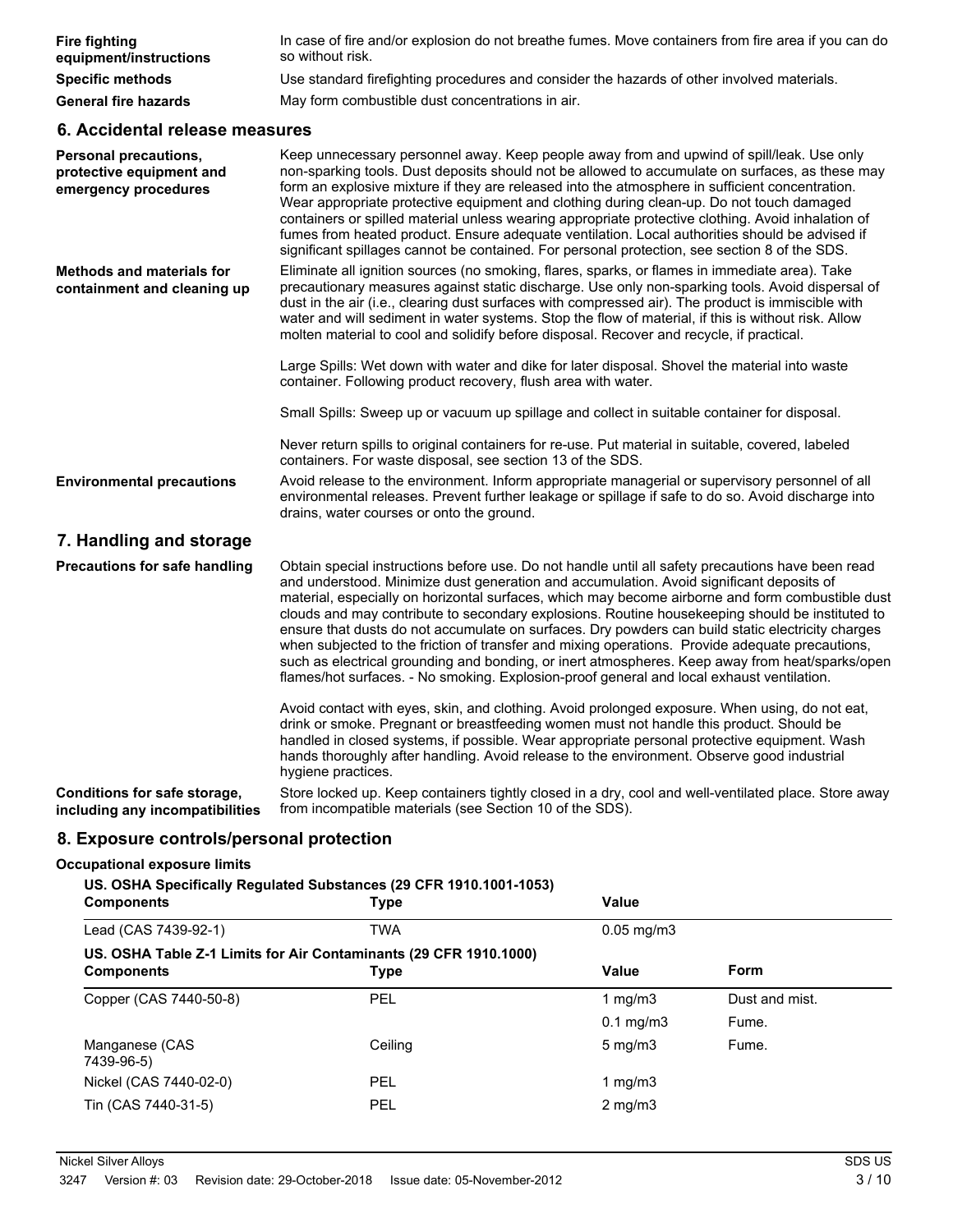**Fire fighting equipment/instructions** In case of fire and/or explosion do not breathe fumes. Move containers from fire area if you can do so without risk.

**Specific methods** Use standard firefighting procedures and consider the hazards of other involved materials.

**General fire hazards** May form combustible dust concentrations in air.

## 6. Accidental release measures

**Personal precautions, protective equipment and emergency procedures**

Keep unnecessary personnel away. Keep people away from and upwind of spill/leak. Use only non-sparking tools. Dust deposits should not be allowed to accumulate on surfaces, as these may form an explosive mixture if they are released into the atmosphere in sufficient concentration. Wear appropriate protective equipment and clothing during clean-up. Do not touch damaged containers or spilled material unless wearing appropriate protective clothing. Avoid inhalation of fumes from heated product. Ensure adequate ventilation. Local authorities should be advised if significant spillages cannot be contained. For personal protection, see section 8 of the SDS.

**Methods and materials for containment and cleaning up**

Eliminate all ignition sources (no smoking, flares, sparks, or flames in immediate area). Take precautionary measures against static discharge. Use only non-sparking tools. Avoid dispersal of dust in the air (i.e., clearing dust surfaces with compressed air). The product is immiscible with water and will sediment in water systems. Stop the flow of material, if this is without risk. Allow molten material to cool and solidify before disposal. Recover and recycle, if practical.

Large Spills: Wet down with water and dike for later disposal. Shovel the material into waste container. Following product recovery, flush area with water.

Small Spills: Sweep up or vacuum up spillage and collect in suitable container for disposal.

Never return spills to original containers for re-use. Put material in suitable, covered, labeled containers. For waste disposal, see section 13 of the SDS.

**Environmental precautions**

Avoid release to the environment. Inform appropriate managerial or supervisory personnel of all environmental releases. Prevent further leakage or spillage if safe to do so. Avoid discharge into drains, water courses or onto the ground.

## 7. Handling and storage

**Precautions for safe handling**

Obtain special instructions before use. Do not handle until all safety precautions have been read and understood. Minimize dust generation and accumulation. Avoid significant deposits of material, especially on horizontal surfaces, which may become airborne and form combustible dust clouds and may contribute to secondary explosions. Routine housekeeping should be instituted to ensure that dusts do not accumulate on surfaces. Dry powders can build static electricity charges when subjected to the friction of transfer and mixing operations. Provide adequate precautions, such as electrical grounding and bonding, or inert atmospheres. Keep away from heat/sparks/open flames/hot surfaces. - No smoking. Explosion-proof general and local exhaust ventilation.

Avoid contact with eyes, skin, and clothing. Avoid prolonged exposure. When using, do not eat, drink or smoke. Pregnant or breastfeeding women must not handle this product. Should be handled in closed systems, if possible. Wear appropriate personal protective equipment. Wash hands thoroughly after handling. Avoid release to the environment. Observe good industrial hygiene practices.

**Conditions for safe storage, including any incompatibilities**

Store locked up. Keep containers tightly closed in a dry, cool and well-ventilated place. Store away from incompatible materials (see Section 10 of the SDS).

## 8. Exposure controls/personal protection

**Occupational exposure limits**

**US. OSHA Specifically Regulated Substances (29 CFR 1910.1001-1053)**

| Components | Type | Value |
|---|---|---|
| Lead (CAS 7439-92-1) | TWA | 0.05 mg/m3 |

**US. OSHA Table Z-1 Limits for Air Contaminants (29 CFR 1910.1000)**

| Components | Type | Value | Form |
|---|---|---|---|
| Copper (CAS 7440-50-8) | PEL | 1 mg/m3 | Dust and mist. |
| | | 0.1 mg/m3 | Fume. |
| Manganese (CAS 7439-96-5) | Ceiling | 5 mg/m3 | Fume. |
| Nickel (CAS 7440-02-0) | PEL | 1 mg/m3 | |
| Tin (CAS 7440-31-5) | PEL | 2 mg/m3 | |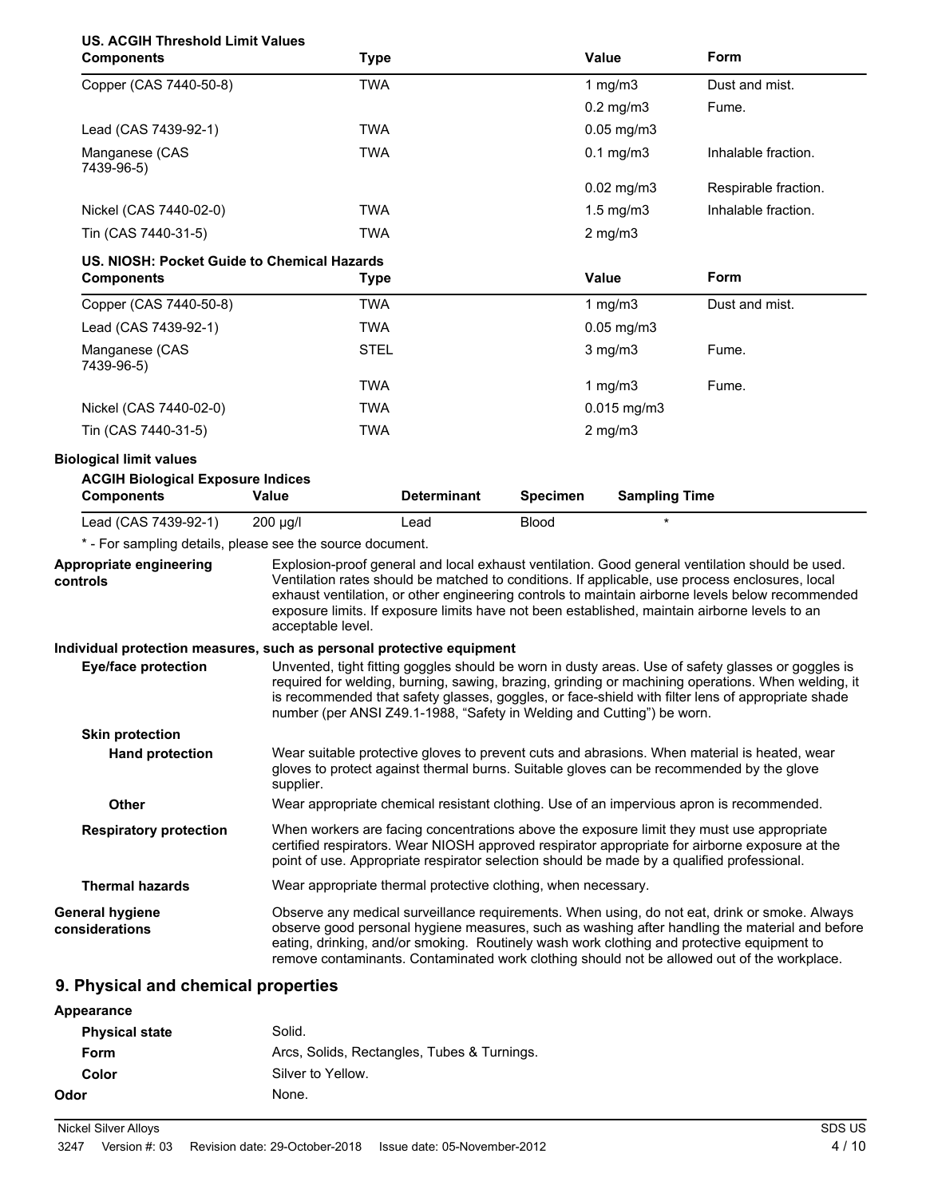**US. ACGIH Threshold Limit Values**

| Components | Type | Value | Form |
|---|---|---|---|
| Copper (CAS 7440-50-8) | TWA | 1 mg/m3 | Dust and mist. |
| | | 0.2 mg/m3 | Fume. |
| Lead (CAS 7439-92-1) | TWA | 0.05 mg/m3 | |
| Manganese (CAS 7439-96-5) | TWA | 0.1 mg/m3 | Inhalable fraction. |
| | | 0.02 mg/m3 | Respirable fraction. |
| Nickel (CAS 7440-02-0) | TWA | 1.5 mg/m3 | Inhalable fraction. |
| Tin (CAS 7440-31-5) | TWA | 2 mg/m3 | |

**US. NIOSH: Pocket Guide to Chemical Hazards**

| Components | Type | Value | Form |
|---|---|---|---|
| Copper (CAS 7440-50-8) | TWA | 1 mg/m3 | Dust and mist. |
| Lead (CAS 7439-92-1) | TWA | 0.05 mg/m3 | |
| Manganese (CAS 7439-96-5) | STEL | 3 mg/m3 | Fume. |
| | TWA | 1 mg/m3 | Fume. |
| Nickel (CAS 7440-02-0) | TWA | 0.015 mg/m3 | |
| Tin (CAS 7440-31-5) | TWA | 2 mg/m3 | |

**Biological limit values**

**ACGIH Biological Exposure Indices**

| Components | Value | Determinant | Specimen | Sampling Time |
|---|---|---|---|---|
| Lead (CAS 7439-92-1) | 200 µg/l | Lead | Blood | * |

\* - For sampling details, please see the source document.

**Appropriate engineering controls**
Explosion-proof general and local exhaust ventilation. Good general ventilation should be used. Ventilation rates should be matched to conditions. If applicable, use process enclosures, local exhaust ventilation, or other engineering controls to maintain airborne levels below recommended exposure limits. If exposure limits have not been established, maintain airborne levels to an acceptable level.

**Individual protection measures, such as personal protective equipment**

**Eye/face protection**
Unvented, tight fitting goggles should be worn in dusty areas. Use of safety glasses or goggles is required for welding, burning, sawing, brazing, grinding or machining operations. When welding, it is recommended that safety glasses, goggles, or face-shield with filter lens of appropriate shade number (per ANSI Z49.1-1988, "Safety in Welding and Cutting") be worn.

**Skin protection**

**Hand protection**
Wear suitable protective gloves to prevent cuts and abrasions. When material is heated, wear gloves to protect against thermal burns. Suitable gloves can be recommended by the glove supplier.

**Other**
Wear appropriate chemical resistant clothing. Use of an impervious apron is recommended.

**Respiratory protection**
When workers are facing concentrations above the exposure limit they must use appropriate certified respirators. Wear NIOSH approved respirator appropriate for airborne exposure at the point of use. Appropriate respirator selection should be made by a qualified professional.

**Thermal hazards**
Wear appropriate thermal protective clothing, when necessary.

**General hygiene considerations**
Observe any medical surveillance requirements. When using, do not eat, drink or smoke. Always observe good personal hygiene measures, such as washing after handling the material and before eating, drinking, and/or smoking. Routinely wash work clothing and protective equipment to remove contaminants. Contaminated work clothing should not be allowed out of the workplace.

## 9. Physical and chemical properties

**Appearance**

**Physical state** Solid.

**Form** Arcs, Solids, Rectangles, Tubes & Turnings.

**Color** Silver to Yellow.

**Odor** None.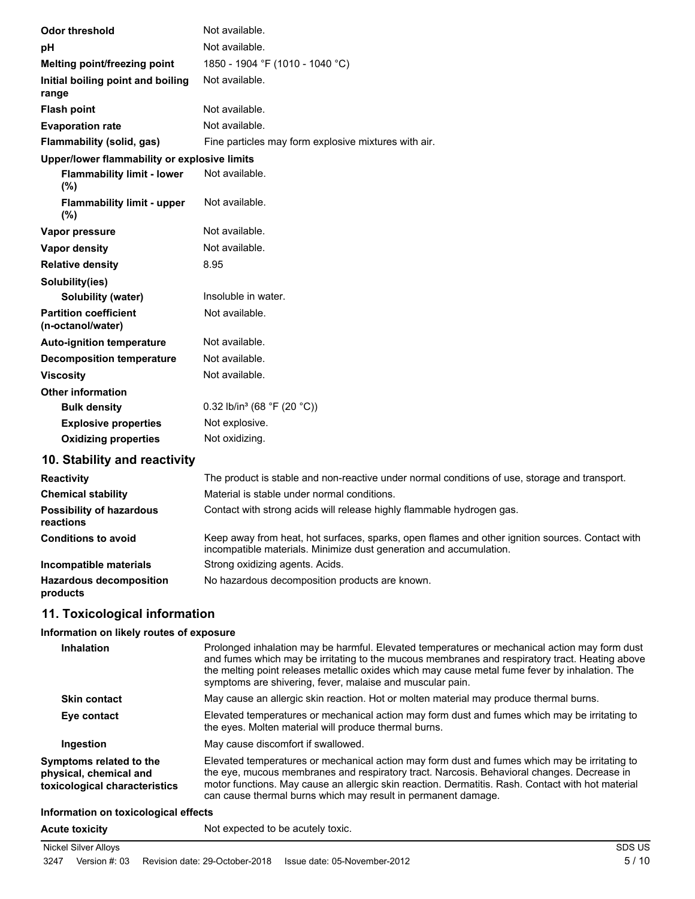| | |
|---|---|
| **Odor threshold** | Not available. |
| **pH** | Not available. |
| **Melting point/freezing point** | 1850 - 1904 °F (1010 - 1040 °C) |
| **Initial boiling point and boiling range** | Not available. |
| **Flash point** | Not available. |
| **Evaporation rate** | Not available. |
| **Flammability (solid, gas)** | Fine particles may form explosive mixtures with air. |
| **Upper/lower flammability or explosive limits** | |
| **Flammability limit - lower (%)** | Not available. |
| **Flammability limit - upper (%)** | Not available. |
| **Vapor pressure** | Not available. |
| **Vapor density** | Not available. |
| **Relative density** | 8.95 |
| **Solubility(ies)** | |
| **Solubility (water)** | Insoluble in water. |
| **Partition coefficient (n-octanol/water)** | Not available. |
| **Auto-ignition temperature** | Not available. |
| **Decomposition temperature** | Not available. |
| **Viscosity** | Not available. |
| **Other information** | |
| **Bulk density** | 0.32 lb/in³ (68 °F (20 °C)) |
| **Explosive properties** | Not explosive. |
| **Oxidizing properties** | Not oxidizing. |

## 10. Stability and reactivity

| | |
|---|---|
| **Reactivity** | The product is stable and non-reactive under normal conditions of use, storage and transport. |
| **Chemical stability** | Material is stable under normal conditions. |
| **Possibility of hazardous reactions** | Contact with strong acids will release highly flammable hydrogen gas. |
| **Conditions to avoid** | Keep away from heat, hot surfaces, sparks, open flames and other ignition sources. Contact with incompatible materials. Minimize dust generation and accumulation. |
| **Incompatible materials** | Strong oxidizing agents. Acids. |
| **Hazardous decomposition products** | No hazardous decomposition products are known. |

## 11. Toxicological information

**Information on likely routes of exposure**

| | |
|---|---|
| **Inhalation** | Prolonged inhalation may be harmful. Elevated temperatures or mechanical action may form dust and fumes which may be irritating to the mucous membranes and respiratory tract. Heating above the melting point releases metallic oxides which may cause metal fume fever by inhalation. The symptoms are shivering, fever, malaise and muscular pain. |
| **Skin contact** | May cause an allergic skin reaction. Hot or molten material may produce thermal burns. |
| **Eye contact** | Elevated temperatures or mechanical action may form dust and fumes which may be irritating to the eyes. Molten material will produce thermal burns. |
| **Ingestion** | May cause discomfort if swallowed. |
| **Symptoms related to the physical, chemical and toxicological characteristics** | Elevated temperatures or mechanical action may form dust and fumes which may be irritating to the eye, mucous membranes and respiratory tract. Narcosis. Behavioral changes. Decrease in motor functions. May cause an allergic skin reaction. Dermatitis. Rash. Contact with hot material can cause thermal burns which may result in permanent damage. |

**Information on toxicological effects**

| | |
|---|---|
| **Acute toxicity** | Not expected to be acutely toxic. |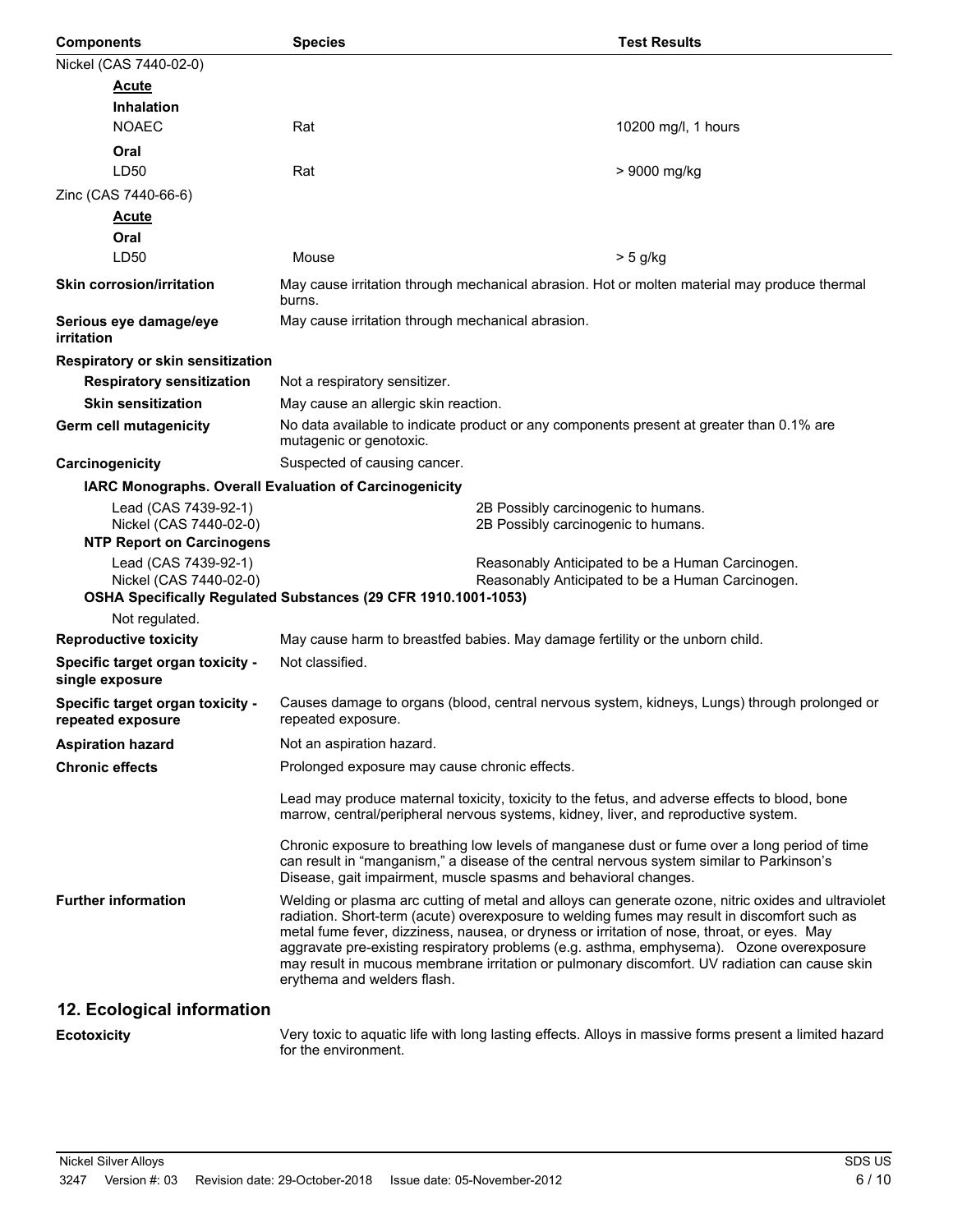| Components | Species | Test Results |
| --- | --- | --- |
| Nickel (CAS 7440-02-0) | | |
| **Acute** | | |
| **Inhalation** | | |
| NOAEC | Rat | 10200 mg/l, 1 hours |
| **Oral** | | |
| LD50 | Rat | > 9000 mg/kg |
| Zinc (CAS 7440-66-6) | | |
| **Acute** | | |
| **Oral** | | |
| LD50 | Mouse | > 5 g/kg |

**Skin corrosion/irritation** May cause irritation through mechanical abrasion. Hot or molten material may produce thermal burns.

**Serious eye damage/eye irritation** May cause irritation through mechanical abrasion.

**Respiratory or skin sensitization**

**Respiratory sensitization** Not a respiratory sensitizer.

**Skin sensitization** May cause an allergic skin reaction.

**Germ cell mutagenicity** No data available to indicate product or any components present at greater than 0.1% are mutagenic or genotoxic.

**Carcinogenicity** Suspected of causing cancer.

**IARC Monographs. Overall Evaluation of Carcinogenicity**

| | |
| --- | --- |
| Lead (CAS 7439-92-1) | 2B Possibly carcinogenic to humans. |
| Nickel (CAS 7440-02-0) | 2B Possibly carcinogenic to humans. |

**NTP Report on Carcinogens**

| | |
| --- | --- |
| Lead (CAS 7439-92-1) | Reasonably Anticipated to be a Human Carcinogen. |
| Nickel (CAS 7440-02-0) | Reasonably Anticipated to be a Human Carcinogen. |

**OSHA Specifically Regulated Substances (29 CFR 1910.1001-1053)**

Not regulated.

**Reproductive toxicity** May cause harm to breastfed babies. May damage fertility or the unborn child.

**Specific target organ toxicity - single exposure** Not classified.

**Specific target organ toxicity - repeated exposure** Causes damage to organs (blood, central nervous system, kidneys, Lungs) through prolonged or repeated exposure.

**Aspiration hazard** Not an aspiration hazard.

**Chronic effects** Prolonged exposure may cause chronic effects.

Lead may produce maternal toxicity, toxicity to the fetus, and adverse effects to blood, bone marrow, central/peripheral nervous systems, kidney, liver, and reproductive system.

Chronic exposure to breathing low levels of manganese dust or fume over a long period of time can result in "manganism," a disease of the central nervous system similar to Parkinson's Disease, gait impairment, muscle spasms and behavioral changes.

**Further information** Welding or plasma arc cutting of metal and alloys can generate ozone, nitric oxides and ultraviolet radiation. Short-term (acute) overexposure to welding fumes may result in discomfort such as metal fume fever, dizziness, nausea, or dryness or irritation of nose, throat, or eyes. May aggravate pre-existing respiratory problems (e.g. asthma, emphysema). Ozone overexposure may result in mucous membrane irritation or pulmonary discomfort. UV radiation can cause skin erythema and welders flash.

## 12. Ecological information

**Ecotoxicity** Very toxic to aquatic life with long lasting effects. Alloys in massive forms present a limited hazard for the environment.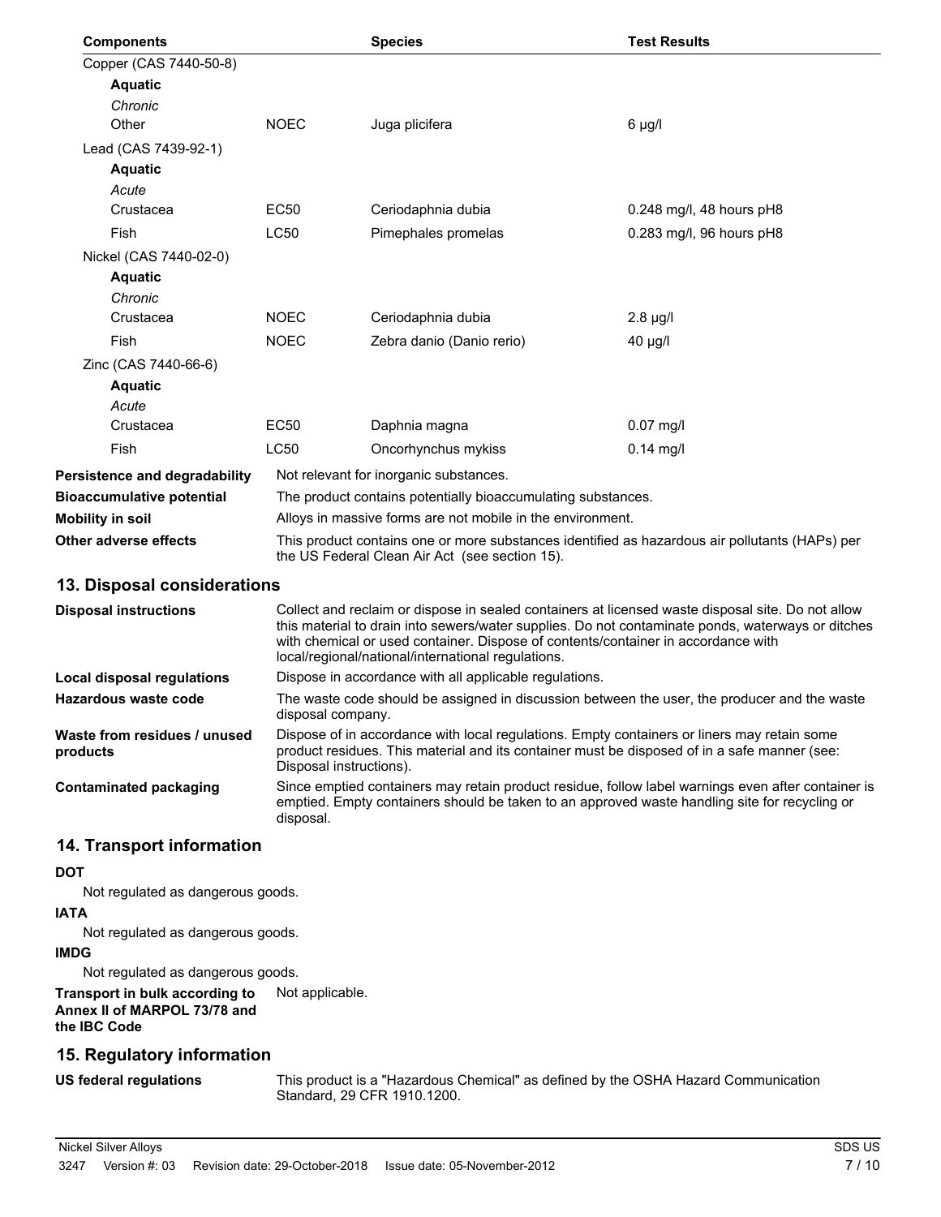| Components | | Species | Test Results |
|---|---|---|---|
| Copper (CAS 7440-50-8) | | | |
| **Aquatic** | | | |
| *Chronic* | | | |
| Other | NOEC | Juga plicifera | 6 µg/l |
| Lead (CAS 7439-92-1) | | | |
| **Aquatic** | | | |
| *Acute* | | | |
| Crustacea | EC50 | Ceriodaphnia dubia | 0.248 mg/l, 48 hours pH8 |
| Fish | LC50 | Pimephales promelas | 0.283 mg/l, 96 hours pH8 |
| Nickel (CAS 7440-02-0) | | | |
| **Aquatic** | | | |
| *Chronic* | | | |
| Crustacea | NOEC | Ceriodaphnia dubia | 2.8 µg/l |
| Fish | NOEC | Zebra danio (Danio rerio) | 40 µg/l |
| Zinc (CAS 7440-66-6) | | | |
| **Aquatic** | | | |
| *Acute* | | | |
| Crustacea | EC50 | Daphnia magna | 0.07 mg/l |
| Fish | LC50 | Oncorhynchus mykiss | 0.14 mg/l |

**Persistence and degradability** Not relevant for inorganic substances.

**Bioaccumulative potential** The product contains potentially bioaccumulating substances.

**Mobility in soil** Alloys in massive forms are not mobile in the environment.

**Other adverse effects** This product contains one or more substances identified as hazardous air pollutants (HAPs) per the US Federal Clean Air Act (see section 15).

## 13. Disposal considerations

**Disposal instructions** Collect and reclaim or dispose in sealed containers at licensed waste disposal site. Do not allow this material to drain into sewers/water supplies. Do not contaminate ponds, waterways or ditches with chemical or used container. Dispose of contents/container in accordance with local/regional/national/international regulations.

**Local disposal regulations** Dispose in accordance with all applicable regulations.

**Hazardous waste code** The waste code should be assigned in discussion between the user, the producer and the waste disposal company.

**Waste from residues / unused products** Dispose of in accordance with local regulations. Empty containers or liners may retain some product residues. This material and its container must be disposed of in a safe manner (see: Disposal instructions).

**Contaminated packaging** Since emptied containers may retain product residue, follow label warnings even after container is emptied. Empty containers should be taken to an approved waste handling site for recycling or disposal.

## 14. Transport information

**DOT**

Not regulated as dangerous goods.

**IATA**

Not regulated as dangerous goods.

**IMDG**

Not regulated as dangerous goods.

**Transport in bulk according to Annex II of MARPOL 73/78 and the IBC Code** Not applicable.

## 15. Regulatory information

**US federal regulations** This product is a "Hazardous Chemical" as defined by the OSHA Hazard Communication Standard, 29 CFR 1910.1200.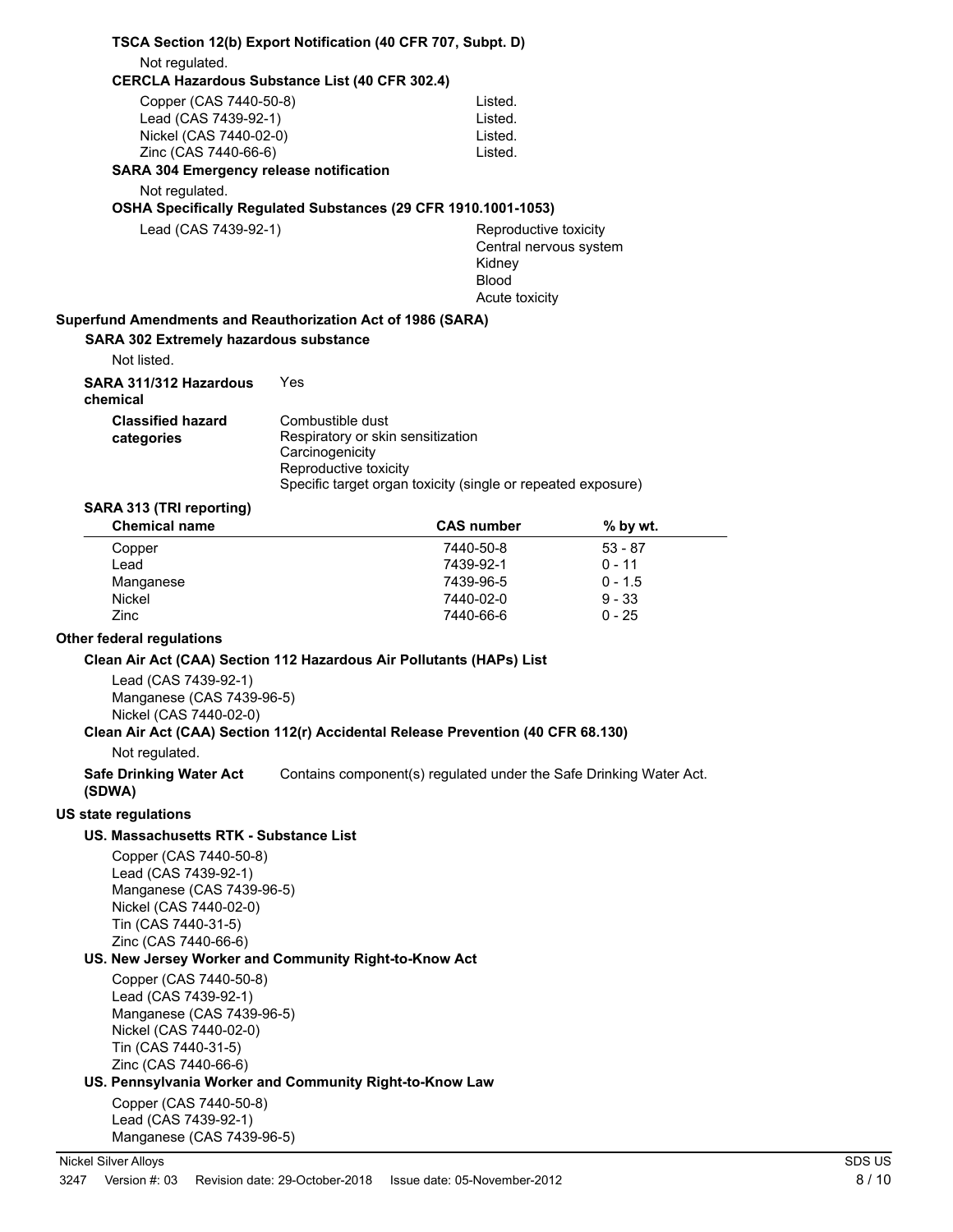**TSCA Section 12(b) Export Notification (40 CFR 707, Subpt. D)**

Not regulated.

**CERCLA Hazardous Substance List (40 CFR 302.4)**

| | |
|---|---|
| Copper (CAS 7440-50-8) | Listed. |
| Lead (CAS 7439-92-1) | Listed. |
| Nickel (CAS 7440-02-0) | Listed. |
| Zinc (CAS 7440-66-6) | Listed. |

**SARA 304 Emergency release notification**

Not regulated.

**OSHA Specifically Regulated Substances (29 CFR 1910.1001-1053)**

Lead (CAS 7439-92-1)
- Reproductive toxicity
- Central nervous system
- Kidney
- Blood
- Acute toxicity

**Superfund Amendments and Reauthorization Act of 1986 (SARA)**

**SARA 302 Extremely hazardous substance**

Not listed.

**SARA 311/312 Hazardous chemical** Yes

**Classified hazard categories**
- Combustible dust
- Respiratory or skin sensitization
- Carcinogenicity
- Reproductive toxicity
- Specific target organ toxicity (single or repeated exposure)

**SARA 313 (TRI reporting)**

| Chemical name | CAS number | % by wt. |
|---|---|---|
| Copper | 7440-50-8 | 53 - 87 |
| Lead | 7439-92-1 | 0 - 11 |
| Manganese | 7439-96-5 | 0 - 1.5 |
| Nickel | 7440-02-0 | 9 - 33 |
| Zinc | 7440-66-6 | 0 - 25 |

**Other federal regulations**

**Clean Air Act (CAA) Section 112 Hazardous Air Pollutants (HAPs) List**

Lead (CAS 7439-92-1)
Manganese (CAS 7439-96-5)
Nickel (CAS 7440-02-0)

**Clean Air Act (CAA) Section 112(r) Accidental Release Prevention (40 CFR 68.130)**

Not regulated.

**Safe Drinking Water Act (SDWA)** Contains component(s) regulated under the Safe Drinking Water Act.

**US state regulations**

**US. Massachusetts RTK - Substance List**

Copper (CAS 7440-50-8)
Lead (CAS 7439-92-1)
Manganese (CAS 7439-96-5)
Nickel (CAS 7440-02-0)
Tin (CAS 7440-31-5)
Zinc (CAS 7440-66-6)

**US. New Jersey Worker and Community Right-to-Know Act**

Copper (CAS 7440-50-8)
Lead (CAS 7439-92-1)
Manganese (CAS 7439-96-5)
Nickel (CAS 7440-02-0)
Tin (CAS 7440-31-5)
Zinc (CAS 7440-66-6)

**US. Pennsylvania Worker and Community Right-to-Know Law**

Copper (CAS 7440-50-8)
Lead (CAS 7439-92-1)
Manganese (CAS 7439-96-5)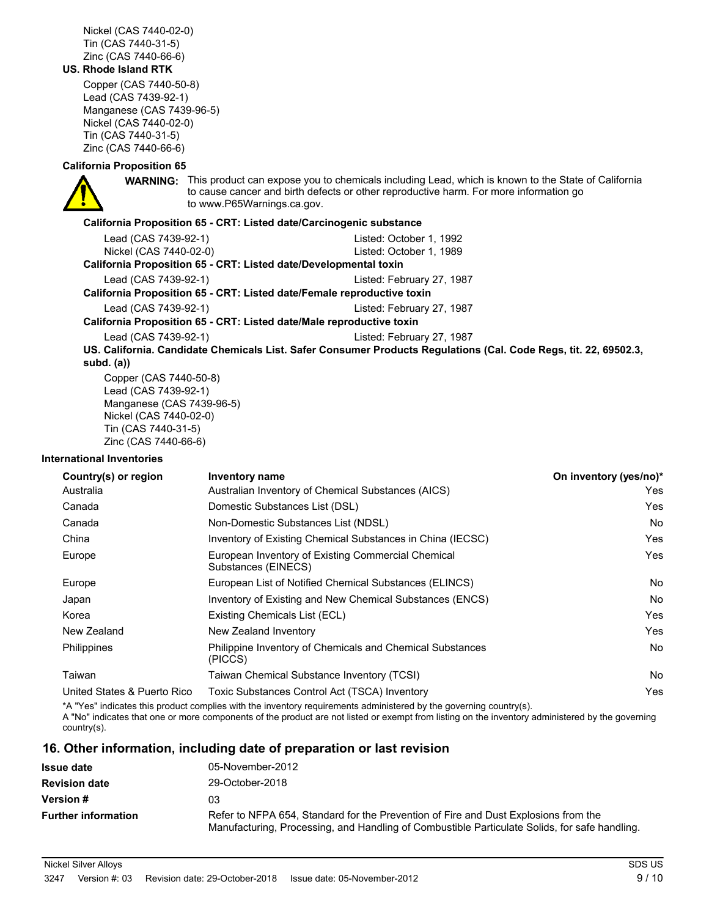Nickel (CAS 7440-02-0)
Tin (CAS 7440-31-5)
Zinc (CAS 7440-66-6)

**US. Rhode Island RTK**

Copper (CAS 7440-50-8)
Lead (CAS 7439-92-1)
Manganese (CAS 7439-96-5)
Nickel (CAS 7440-02-0)
Tin (CAS 7440-31-5)
Zinc (CAS 7440-66-6)

**California Proposition 65**

**WARNING:** This product can expose you to chemicals including Lead, which is known to the State of California to cause cancer and birth defects or other reproductive harm. For more information go to www.P65Warnings.ca.gov.

**California Proposition 65 - CRT: Listed date/Carcinogenic substance**

| | |
|---|---|
| Lead (CAS 7439-92-1) | Listed: October 1, 1992 |
| Nickel (CAS 7440-02-0) | Listed: October 1, 1989 |

**California Proposition 65 - CRT: Listed date/Developmental toxin**

| | |
|---|---|
| Lead (CAS 7439-92-1) | Listed: February 27, 1987 |

**California Proposition 65 - CRT: Listed date/Female reproductive toxin**

| | |
|---|---|
| Lead (CAS 7439-92-1) | Listed: February 27, 1987 |

**California Proposition 65 - CRT: Listed date/Male reproductive toxin**

| | |
|---|---|
| Lead (CAS 7439-92-1) | Listed: February 27, 1987 |

**US. California. Candidate Chemicals List. Safer Consumer Products Regulations (Cal. Code Regs, tit. 22, 69502.3, subd. (a))**

Copper (CAS 7440-50-8)
Lead (CAS 7439-92-1)
Manganese (CAS 7439-96-5)
Nickel (CAS 7440-02-0)
Tin (CAS 7440-31-5)
Zinc (CAS 7440-66-6)

**International Inventories**

| Country(s) or region | Inventory name | On inventory (yes/no)* |
|---|---|---|
| Australia | Australian Inventory of Chemical Substances (AICS) | Yes |
| Canada | Domestic Substances List (DSL) | Yes |
| Canada | Non-Domestic Substances List (NDSL) | No |
| China | Inventory of Existing Chemical Substances in China (IECSC) | Yes |
| Europe | European Inventory of Existing Commercial Chemical Substances (EINECS) | Yes |
| Europe | European List of Notified Chemical Substances (ELINCS) | No |
| Japan | Inventory of Existing and New Chemical Substances (ENCS) | No |
| Korea | Existing Chemicals List (ECL) | Yes |
| New Zealand | New Zealand Inventory | Yes |
| Philippines | Philippine Inventory of Chemicals and Chemical Substances (PICCS) | No |
| Taiwan | Taiwan Chemical Substance Inventory (TCSI) | No |
| United States & Puerto Rico | Toxic Substances Control Act (TSCA) Inventory | Yes |

*A "Yes" indicates this product complies with the inventory requirements administered by the governing country(s).
A "No" indicates that one or more components of the product are not listed or exempt from listing on the inventory administered by the governing country(s).

## 16. Other information, including date of preparation or last revision

| | |
|---|---|
| **Issue date** | 05-November-2012 |
| **Revision date** | 29-October-2018 |
| **Version #** | 03 |
| **Further information** | Refer to NFPA 654, Standard for the Prevention of Fire and Dust Explosions from the Manufacturing, Processing, and Handling of Combustible Particulate Solids, for safe handling. |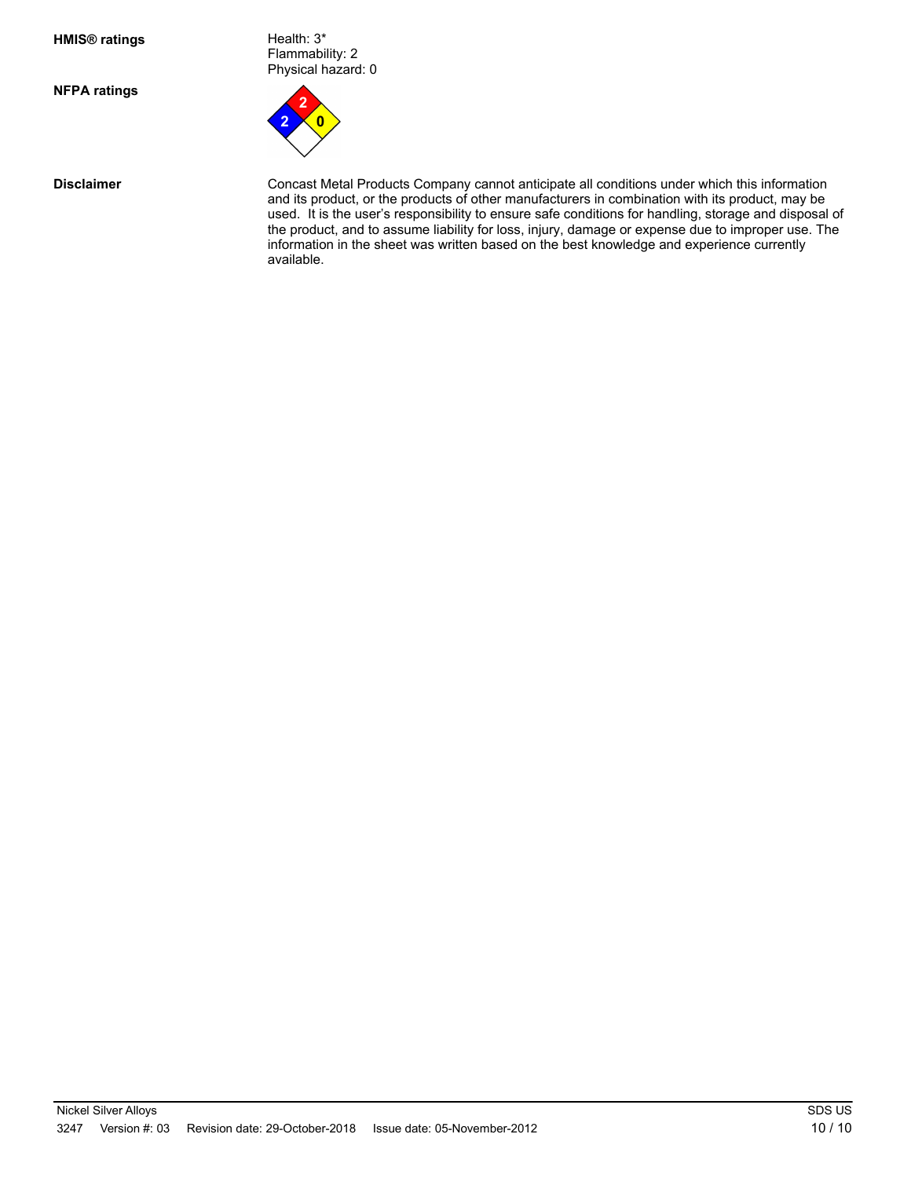**HMIS® ratings**

Health: 3*
Flammability: 2
Physical hazard: 0

**NFPA ratings**

2
2 0

**Disclaimer**

Concast Metal Products Company cannot anticipate all conditions under which this information and its product, or the products of other manufacturers in combination with its product, may be used. It is the user's responsibility to ensure safe conditions for handling, storage and disposal of the product, and to assume liability for loss, injury, damage or expense due to improper use. The information in the sheet was written based on the best knowledge and experience currently available.